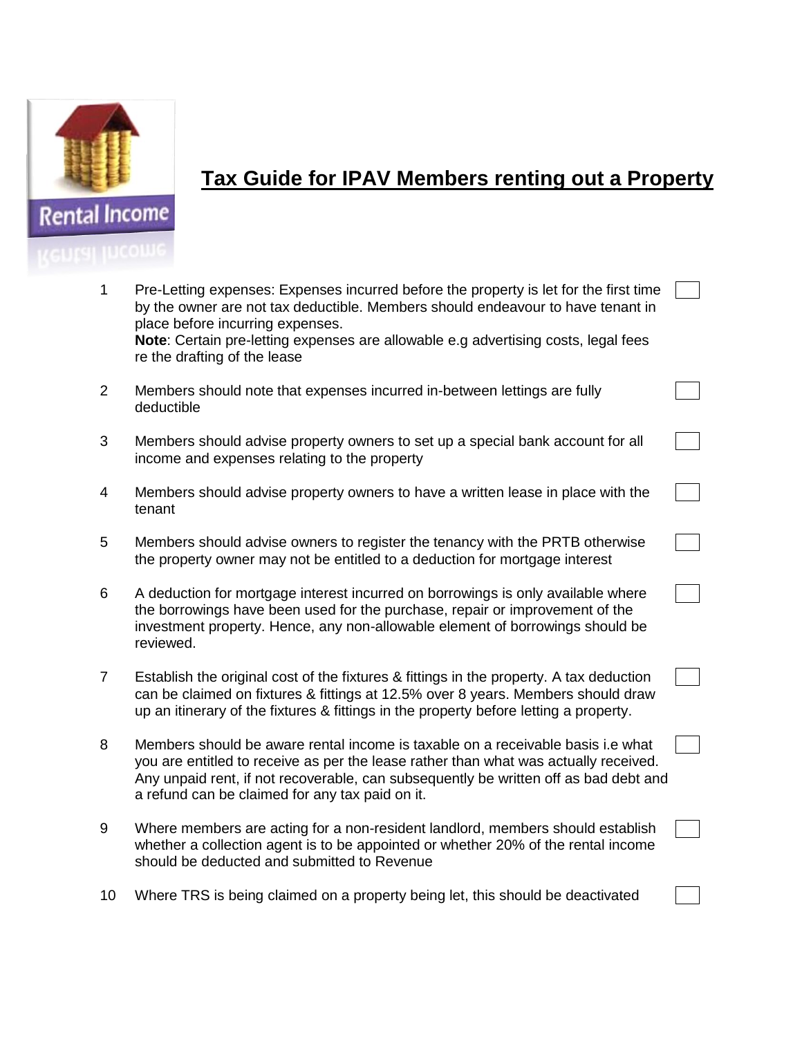# Tax Guide for IPAV Members renting out a Property

1. Pre-Letting expenses: Expenses incurred before the property is let for the first time by the owner are not tax deductible. Members should endeavour to have tenant in place before incurring expenses.
   **Note**: Certain pre-letting expenses are allowable e.g advertising costs, legal fees re the drafting of the lease

2. Members should note that expenses incurred in-between lettings are fully deductible

3. Members should advise property owners to set up a special bank account for all income and expenses relating to the property

4. Members should advise property owners to have a written lease in place with the tenant

5. Members should advise owners to register the tenancy with the PRTB otherwise the property owner may not be entitled to a deduction for mortgage interest

6. A deduction for mortgage interest incurred on borrowings is only available where the borrowings have been used for the purchase, repair or improvement of the investment property. Hence, any non-allowable element of borrowings should be reviewed.

7. Establish the original cost of the fixtures & fittings in the property. A tax deduction can be claimed on fixtures & fittings at 12.5% over 8 years. Members should draw up an itinerary of the fixtures & fittings in the property before letting a property.

8. Members should be aware rental income is taxable on a receivable basis i.e what you are entitled to receive as per the lease rather than what was actually received. Any unpaid rent, if not recoverable, can subsequently be written off as bad debt and a refund can be claimed for any tax paid on it.

9. Where members are acting for a non-resident landlord, members should establish whether a collection agent is to be appointed or whether 20% of the rental income should be deducted and submitted to Revenue

10. Where TRS is being claimed on a property being let, this should be deactivated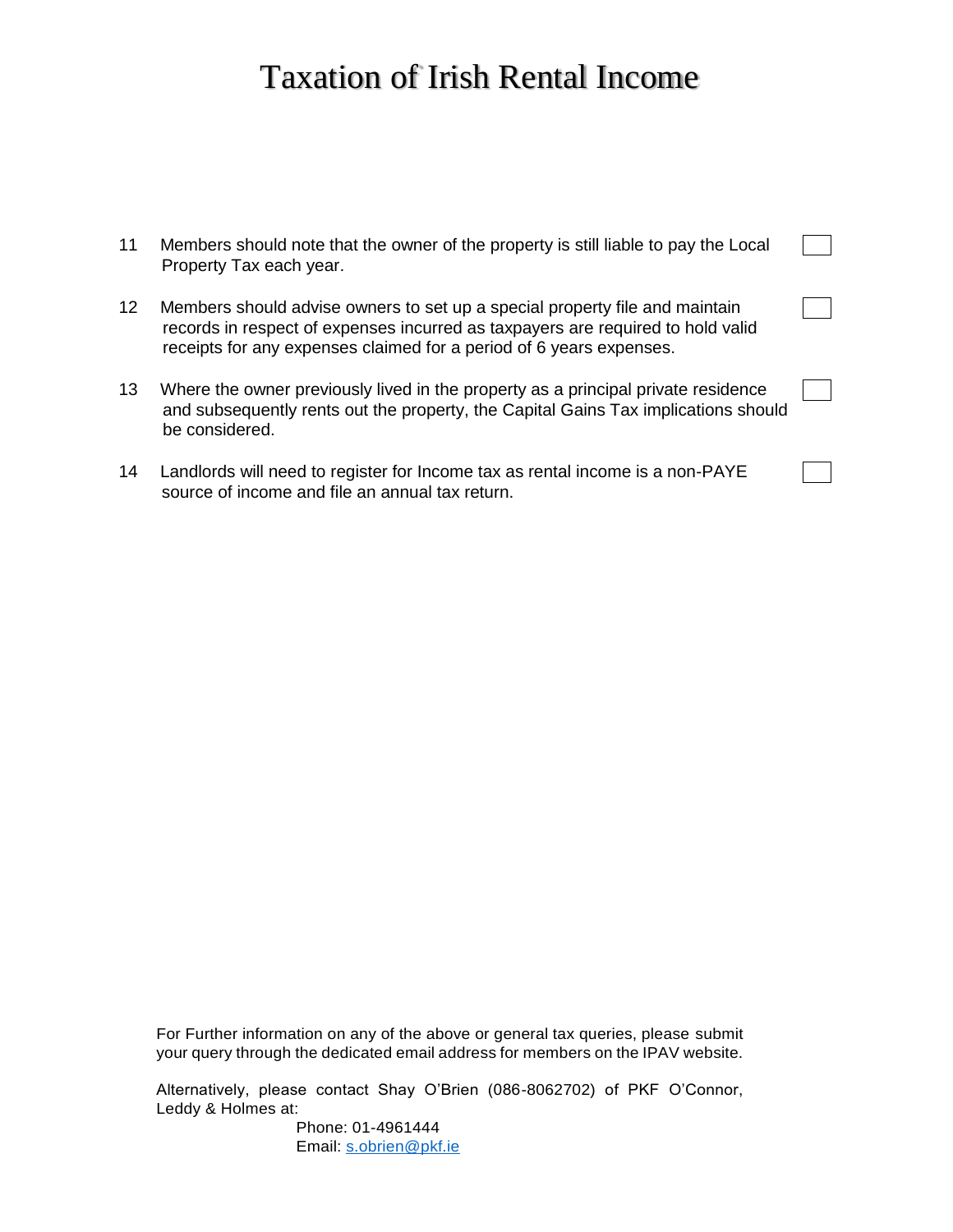# Taxation of Irish Rental Income

11. Members should note that the owner of the property is still liable to pay the Local Property Tax each year. ☐

12. Members should advise owners to set up a special property file and maintain records in respect of expenses incurred as taxpayers are required to hold valid receipts for any expenses claimed for a period of 6 years expenses. ☐

13. Where the owner previously lived in the property as a principal private residence and subsequently rents out the property, the Capital Gains Tax implications should be considered. ☐

14. Landlords will need to register for Income tax as rental income is a non-PAYE source of income and file an annual tax return. ☐

For Further information on any of the above or general tax queries, please submit your query through the dedicated email address for members on the IPAV website.

Alternatively, please contact Shay O'Brien (086-8062702) of PKF O'Connor, Leddy & Holmes at:

Phone: 01-4961444
Email: s.obrien@pkf.ie